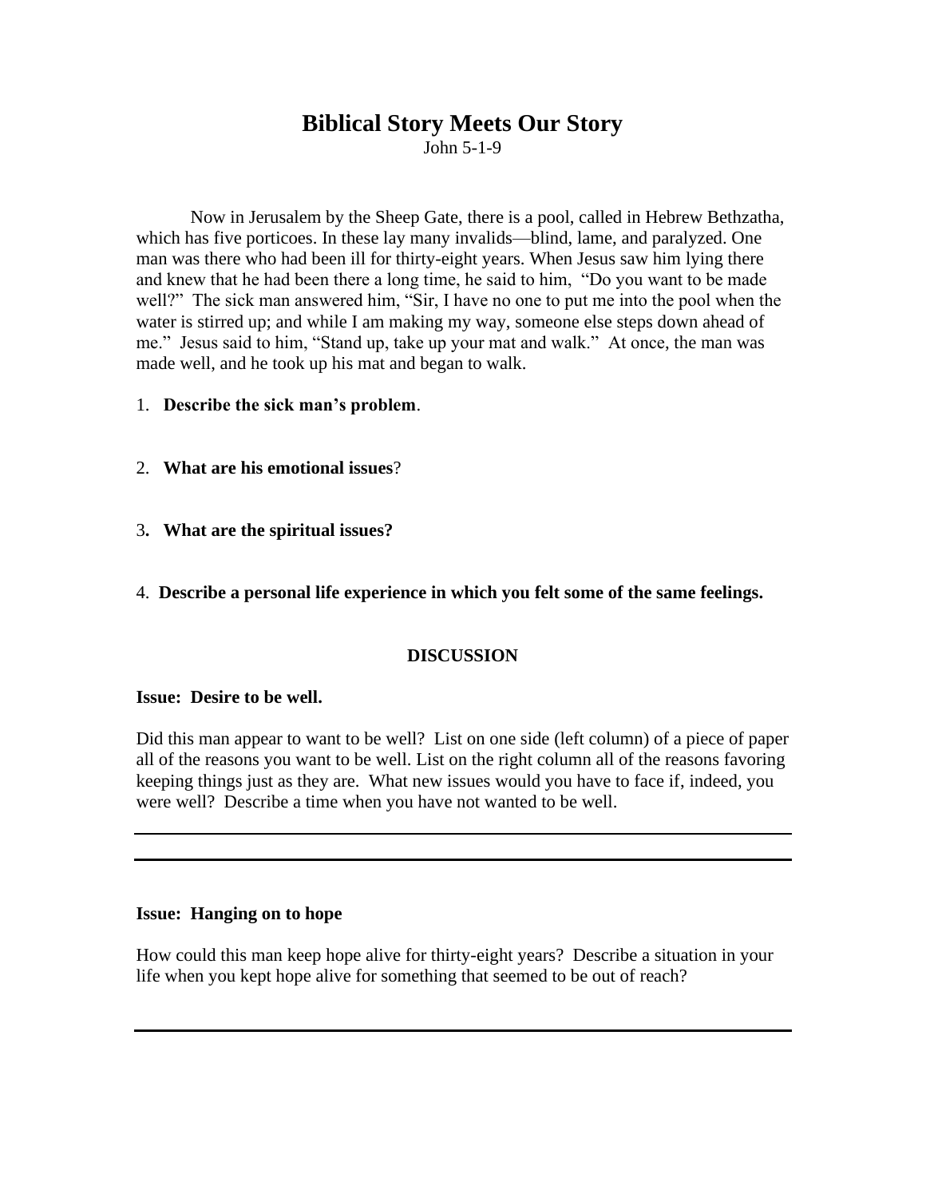# Biblical Story Meets Our Story

John 5-1-9

Now in Jerusalem by the Sheep Gate, there is a pool, called in Hebrew Bethzatha, which has five porticoes. In these lay many invalids—blind, lame, and paralyzed. One man was there who had been ill for thirty-eight years. When Jesus saw him lying there and knew that he had been there a long time, he said to him, "Do you want to be made well?" The sick man answered him, "Sir, I have no one to put me into the pool when the water is stirred up; and while I am making my way, someone else steps down ahead of me." Jesus said to him, "Stand up, take up your mat and walk." At once, the man was made well, and he took up his mat and began to walk.

1. **Describe the sick man's problem**.

2. **What are his emotional issues**?

3. **What are the spiritual issues?**

4. **Describe a personal life experience in which you felt some of the same feelings.**

## DISCUSSION

**Issue: Desire to be well.**

Did this man appear to want to be well? List on one side (left column) of a piece of paper all of the reasons you want to be well. List on the right column all of the reasons favoring keeping things just as they are. What new issues would you have to face if, indeed, you were well? Describe a time when you have not wanted to be well.

---

---

**Issue: Hanging on to hope**

How could this man keep hope alive for thirty-eight years? Describe a situation in your life when you kept hope alive for something that seemed to be out of reach?

---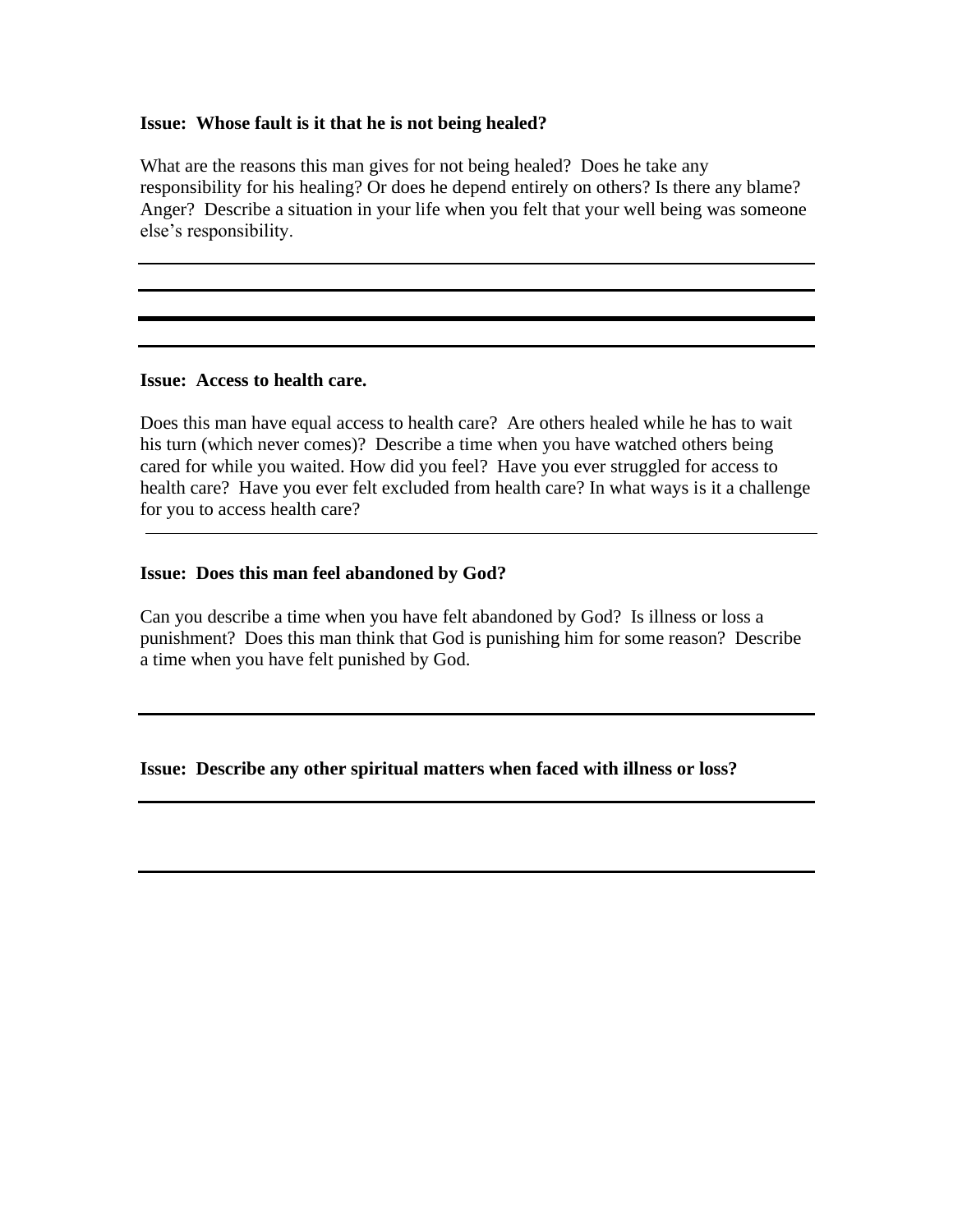**Issue: Whose fault is it that he is not being healed?**

What are the reasons this man gives for not being healed? Does he take any responsibility for his healing? Or does he depend entirely on others? Is there any blame? Anger? Describe a situation in your life when you felt that your well being was someone else's responsibility.

---

---

---

---

**Issue: Access to health care.**

Does this man have equal access to health care? Are others healed while he has to wait his turn (which never comes)? Describe a time when you have watched others being cared for while you waited. How did you feel? Have you ever struggled for access to health care? Have you ever felt excluded from health care? In what ways is it a challenge for you to access health care?

---

**Issue: Does this man feel abandoned by God?**

Can you describe a time when you have felt abandoned by God? Is illness or loss a punishment? Does this man think that God is punishing him for some reason? Describe a time when you have felt punished by God.

---

**Issue: Describe any other spiritual matters when faced with illness or loss?**

---

---